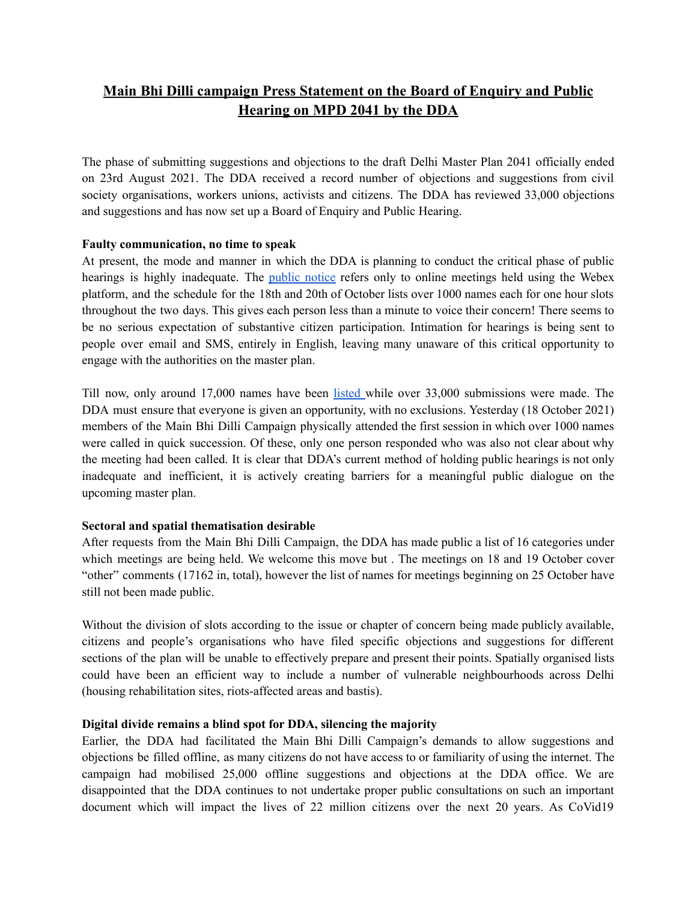# Main Bhi Dilli campaign Press Statement on the Board of Enquiry and Public Hearing on MPD 2041 by the DDA

The phase of submitting suggestions and objections to the draft Delhi Master Plan 2041 officially ended on 23rd August 2021. The DDA received a record number of objections and suggestions from civil society organisations, workers unions, activists and citizens. The DDA has reviewed 33,000 objections and suggestions and has now set up a Board of Enquiry and Public Hearing.

**Faulty communication, no time to speak**

At present, the mode and manner in which the DDA is planning to conduct the critical phase of public hearings is highly inadequate. The public notice refers only to online meetings held using the Webex platform, and the schedule for the 18th and 20th of October lists over 1000 names each for one hour slots throughout the two days. This gives each person less than a minute to voice their concern! There seems to be no serious expectation of substantive citizen participation. Intimation for hearings is being sent to people over email and SMS, entirely in English, leaving many unaware of this critical opportunity to engage with the authorities on the master plan.

Till now, only around 17,000 names have been listed while over 33,000 submissions were made. The DDA must ensure that everyone is given an opportunity, with no exclusions. Yesterday (18 October 2021) members of the Main Bhi Dilli Campaign physically attended the first session in which over 1000 names were called in quick succession. Of these, only one person responded who was also not clear about why the meeting had been called. It is clear that DDA's current method of holding public hearings is not only inadequate and inefficient, it is actively creating barriers for a meaningful public dialogue on the upcoming master plan.

**Sectoral and spatial thematisation desirable**

After requests from the Main Bhi Dilli Campaign, the DDA has made public a list of 16 categories under which meetings are being held. We welcome this move but . The meetings on 18 and 19 October cover "other" comments (17162 in, total), however the list of names for meetings beginning on 25 October have still not been made public.

Without the division of slots according to the issue or chapter of concern being made publicly available, citizens and people's organisations who have filed specific objections and suggestions for different sections of the plan will be unable to effectively prepare and present their points. Spatially organised lists could have been an efficient way to include a number of vulnerable neighbourhoods across Delhi (housing rehabilitation sites, riots-affected areas and bastis).

**Digital divide remains a blind spot for DDA, silencing the majority**

Earlier, the DDA had facilitated the Main Bhi Dilli Campaign's demands to allow suggestions and objections be filled offline, as many citizens do not have access to or familiarity of using the internet. The campaign had mobilised 25,000 offline suggestions and objections at the DDA office. We are disappointed that the DDA continues to not undertake proper public consultations on such an important document which will impact the lives of 22 million citizens over the next 20 years. As CoVid19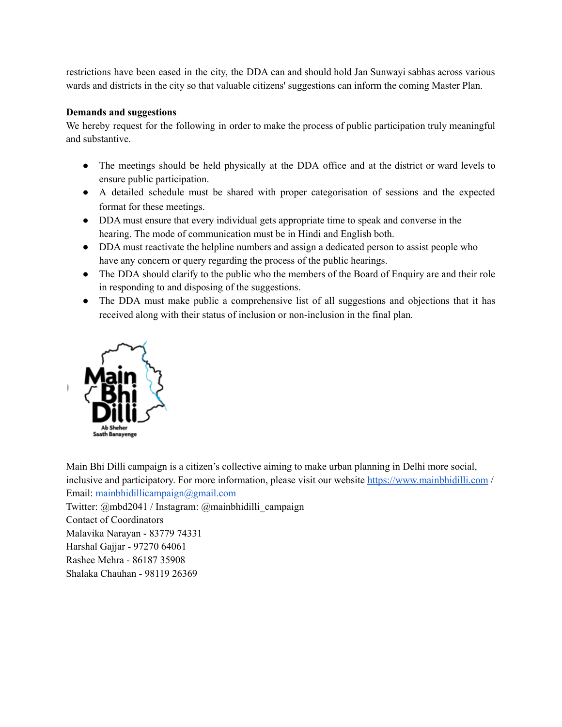restrictions have been eased in the city, the DDA can and should hold Jan Sunwayi sabhas across various wards and districts in the city so that valuable citizens' suggestions can inform the coming Master Plan.

**Demands and suggestions**

We hereby request for the following in order to make the process of public participation truly meaningful and substantive.

- The meetings should be held physically at the DDA office and at the district or ward levels to ensure public participation.
- A detailed schedule must be shared with proper categorisation of sessions and the expected format for these meetings.
- DDA must ensure that every individual gets appropriate time to speak and converse in the hearing. The mode of communication must be in Hindi and English both.
- DDA must reactivate the helpline numbers and assign a dedicated person to assist people who have any concern or query regarding the process of the public hearings.
- The DDA should clarify to the public who the members of the Board of Enquiry are and their role in responding to and disposing of the suggestions.
- The DDA must make public a comprehensive list of all suggestions and objections that it has received along with their status of inclusion or non-inclusion in the final plan.

Main Bhi Dilli

Ab Sheher Saath Banayenge

Main Bhi Dilli campaign is a citizen's collective aiming to make urban planning in Delhi more social, inclusive and participatory. For more information, please visit our website https://www.mainbhidilli.com / Email: mainbhidillicampaign@gmail.com

Twitter: @mbd2041 / Instagram: @mainbhidilli_campaign

Contact of Coordinators

Malavika Narayan - 83779 74331

Harshal Gajjar - 97270 64061

Rashee Mehra - 86187 35908

Shalaka Chauhan - 98119 26369